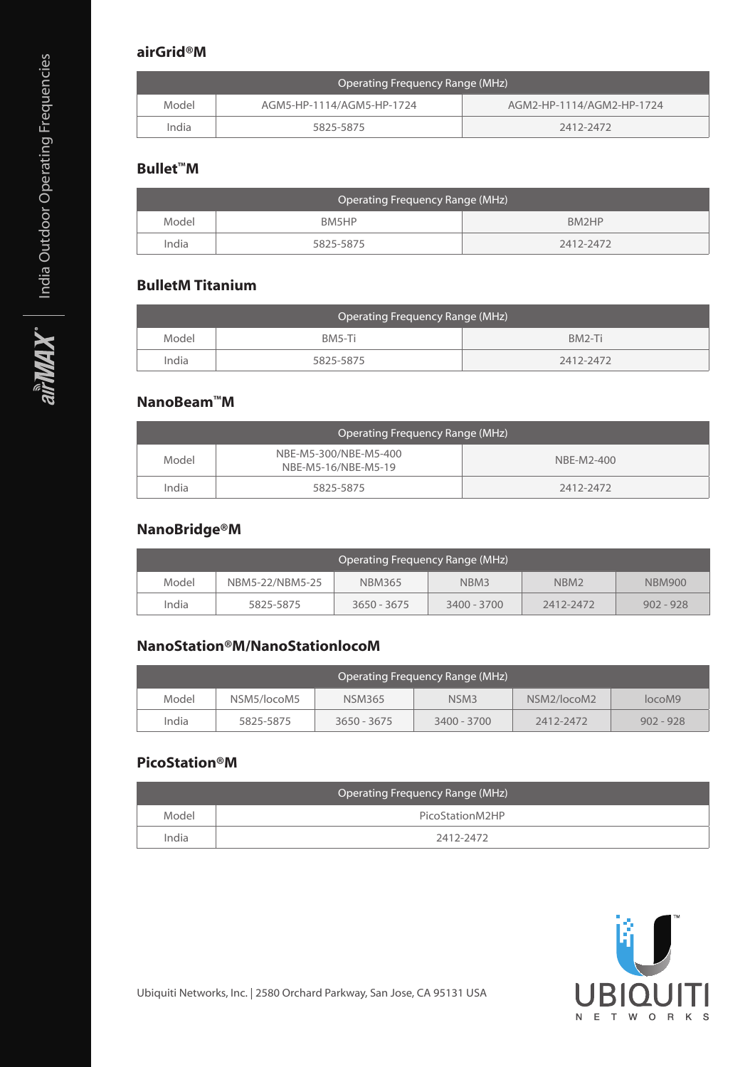## airGrid®M

| Operating Frequency Range (MHz) | | |
|---|---|---|
| Model | AGM5-HP-1114/AGM5-HP-1724 | AGM2-HP-1114/AGM2-HP-1724 |
| India | 5825-5875 | 2412-2472 |

## Bullet™M

| Operating Frequency Range (MHz) | | |
|---|---|---|
| Model | BM5HP | BM2HP |
| India | 5825-5875 | 2412-2472 |

## BulletM Titanium

| Operating Frequency Range (MHz) | | |
|---|---|---|
| Model | BM5-Ti | BM2-Ti |
| India | 5825-5875 | 2412-2472 |

## NanoBeam™M

| Operating Frequency Range (MHz) | | |
|---|---|---|
| Model | NBE-M5-300/NBE-M5-400 NBE-M5-16/NBE-M5-19 | NBE-M2-400 |
| India | 5825-5875 | 2412-2472 |

## NanoBridge®M

| Operating Frequency Range (MHz) | | | | | |
|---|---|---|---|---|---|
| Model | NBM5-22/NBM5-25 | NBM365 | NBM3 | NBM2 | NBM900 |
| India | 5825-5875 | 3650 - 3675 | 3400 - 3700 | 2412-2472 | 902 - 928 |

## NanoStation®M/NanoStationlocoM

| Operating Frequency Range (MHz) | | | | | |
|---|---|---|---|---|---|
| Model | NSM5/locoM5 | NSM365 | NSM3 | NSM2/locoM2 | locoM9 |
| India | 5825-5875 | 3650 - 3675 | 3400 - 3700 | 2412-2472 | 902 - 928 |

## PicoStation®M

| Operating Frequency Range (MHz) | |
|---|---|
| Model | PicoStationM2HP |
| India | 2412-2472 |

Ubiquiti Networks, Inc. | 2580 Orchard Parkway, San Jose, CA 95131 USA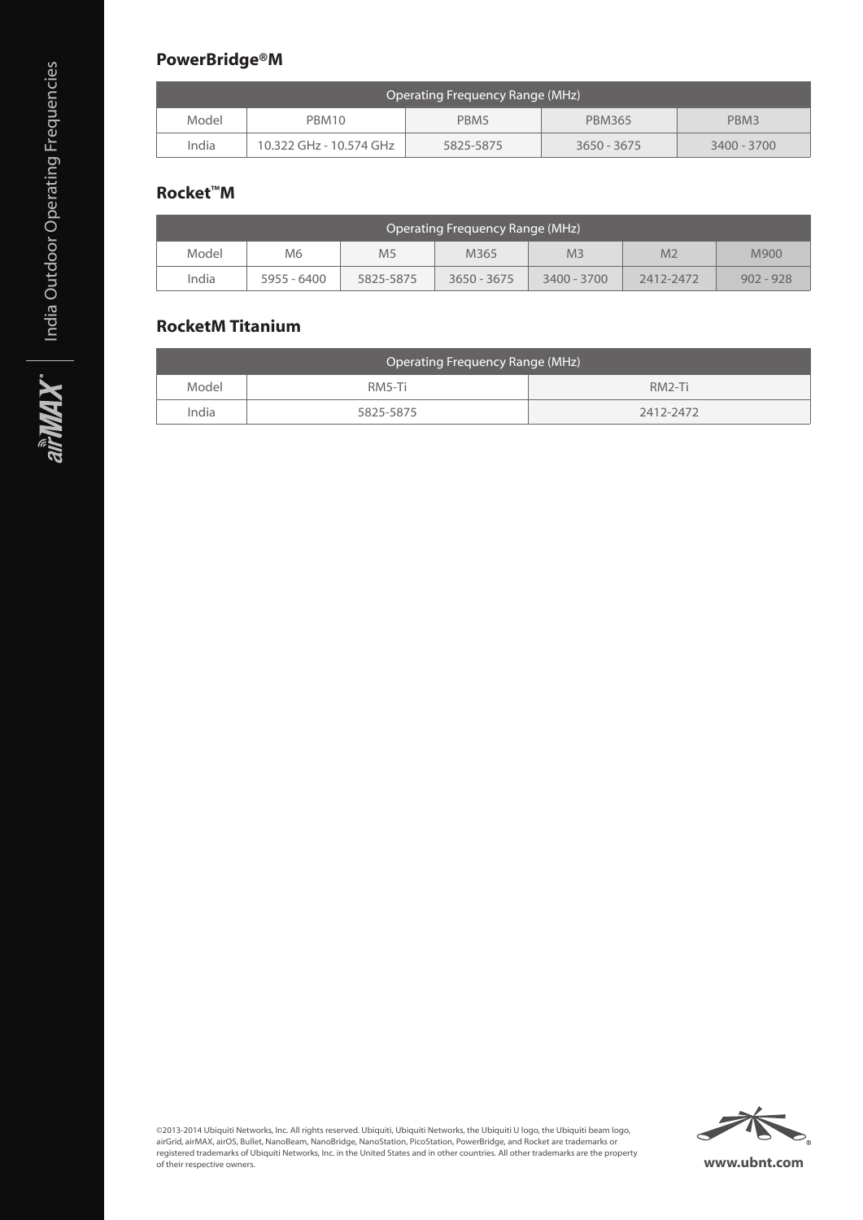## PowerBridge®M

| Operating Frequency Range (MHz) | | | | |
|---|---|---|---|---|
| Model | PBM10 | PBM5 | PBM365 | PBM3 |
| India | 10.322 GHz - 10.574 GHz | 5825-5875 | 3650 - 3675 | 3400 - 3700 |

## Rocket™M

| Operating Frequency Range (MHz) | | | | | | |
|---|---|---|---|---|---|---|
| Model | M6 | M5 | M365 | M3 | M2 | M900 |
| India | 5955 - 6400 | 5825-5875 | 3650 - 3675 | 3400 - 3700 | 2412-2472 | 902 - 928 |

## RocketM Titanium

| Operating Frequency Range (MHz) | | |
|---|---|---|
| Model | RM5-Ti | RM2-Ti |
| India | 5825-5875 | 2412-2472 |

©2013-2014 Ubiquiti Networks, Inc. All rights reserved. Ubiquiti, Ubiquiti Networks, the Ubiquiti U logo, the Ubiquiti beam logo, airGrid, airMAX, airOS, Bullet, NanoBeam, NanoBridge, NanoStation, PicoStation, PowerBridge, and Rocket are trademarks or registered trademarks of Ubiquiti Networks, Inc. in the United States and in other countries. All other trademarks are the property of their respective owners.

www.ubnt.com